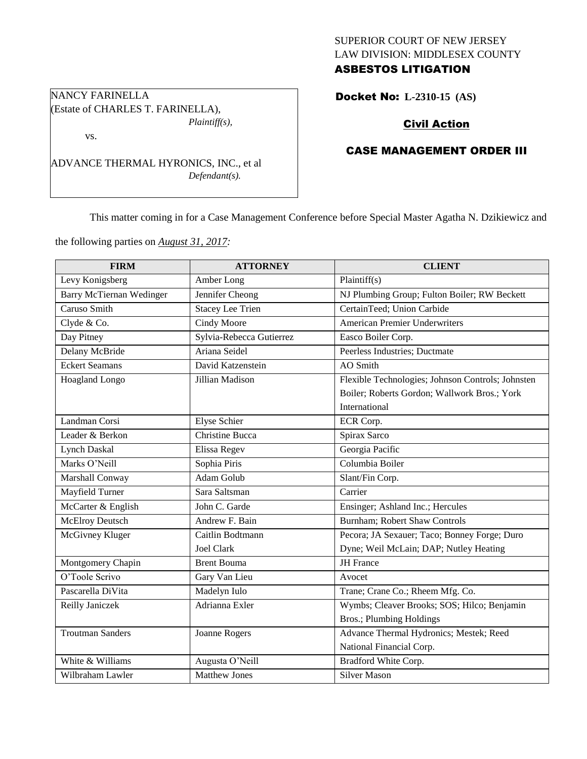SUPERIOR COURT OF NEW JERSEY
LAW DIVISION: MIDDLESEX COUNTY
**ASBESTOS LITIGATION**

NANCY FARINELLA
(Estate of CHARLES T. FARINELLA),
*Plaintiff(s),*

vs.

ADVANCE THERMAL HYRONICS, INC., et al
*Defendant(s).*

**Docket No: L-2310-15 (AS)**

**Civil Action**

**CASE MANAGEMENT ORDER III**

This matter coming in for a Case Management Conference before Special Master Agatha N. Dzikiewicz and the following parties on ***August 31, 2017:***

| FIRM | ATTORNEY | CLIENT |
|---|---|---|
| Levy Konigsberg | Amber Long | Plaintiff(s) |
| Barry McTiernan Wedinger | Jennifer Cheong | NJ Plumbing Group; Fulton Boiler; RW Beckett |
| Caruso Smith | Stacey Lee Trien | CertainTeed; Union Carbide |
| Clyde & Co. | Cindy Moore | American Premier Underwriters |
| Day Pitney | Sylvia-Rebecca Gutierrez | Easco Boiler Corp. |
| Delany McBride | Ariana Seidel | Peerless Industries; Ductmate |
| Eckert Seamans | David Katzenstein | AO Smith |
| Hoagland Longo | Jillian Madison | Flexible Technologies; Johnson Controls; Johnsten Boiler; Roberts Gordon; Wallwork Bros.; York International |
| Landman Corsi | Elyse Schier | ECR Corp. |
| Leader & Berkon | Christine Bucca | Spirax Sarco |
| Lynch Daskal | Elissa Regev | Georgia Pacific |
| Marks O'Neill | Sophia Piris | Columbia Boiler |
| Marshall Conway | Adam Golub | Slant/Fin Corp. |
| Mayfield Turner | Sara Saltsman | Carrier |
| McCarter & English | John C. Garde | Ensinger; Ashland Inc.; Hercules |
| McElroy Deutsch | Andrew F. Bain | Burnham; Robert Shaw Controls |
| McGivney Kluger | Caitlin Bodtmann<br>Joel Clark | Pecora; JA Sexauer; Taco; Bonney Forge; Duro Dyne; Weil McLain; DAP; Nutley Heating |
| Montgomery Chapin | Brent Bouma | JH France |
| O'Toole Scrivo | Gary Van Lieu | Avocet |
| Pascarella DiVita | Madelyn Iulo | Trane; Crane Co.; Rheem Mfg. Co. |
| Reilly Janiczek | Adrianna Exler | Wymbs; Cleaver Brooks; SOS; Hilco; Benjamin Bros.; Plumbing Holdings |
| Troutman Sanders | Joanne Rogers | Advance Thermal Hydronics; Mestek; Reed National Financial Corp. |
| White & Williams | Augusta O'Neill | Bradford White Corp. |
| Wilbraham Lawler | Matthew Jones | Silver Mason |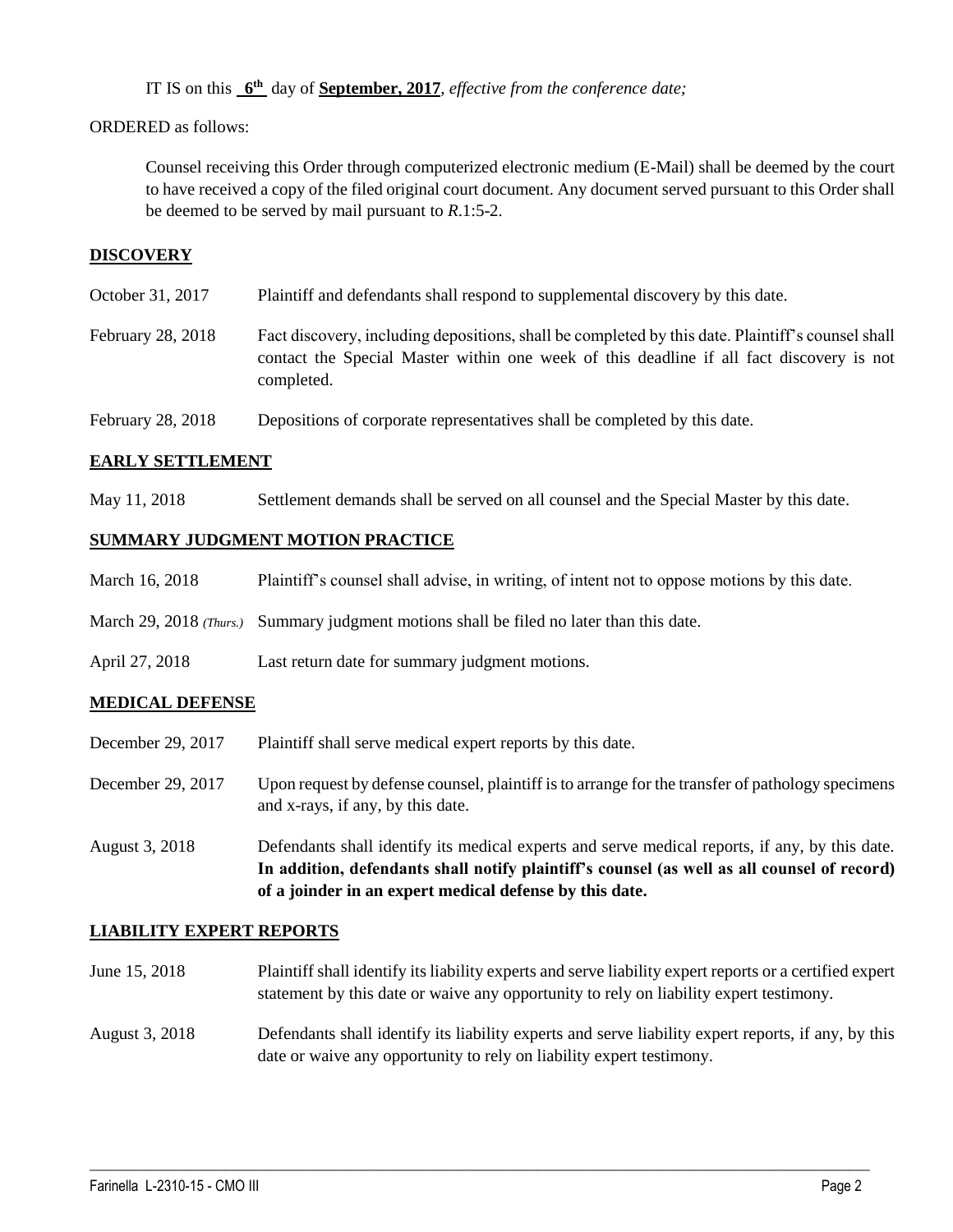IT IS on this **6th** day of **September, 2017**, *effective from the conference date;*

ORDERED as follows:

Counsel receiving this Order through computerized electronic medium (E-Mail) shall be deemed by the court to have received a copy of the filed original court document. Any document served pursuant to this Order shall be deemed to be served by mail pursuant to *R*.1:5-2.

## DISCOVERY

| | |
|---|---|
| October 31, 2017 | Plaintiff and defendants shall respond to supplemental discovery by this date. |
| February 28, 2018 | Fact discovery, including depositions, shall be completed by this date. Plaintiff's counsel shall contact the Special Master within one week of this deadline if all fact discovery is not completed. |
| February 28, 2018 | Depositions of corporate representatives shall be completed by this date. |

## EARLY SETTLEMENT

| | |
|---|---|
| May 11, 2018 | Settlement demands shall be served on all counsel and the Special Master by this date. |

## SUMMARY JUDGMENT MOTION PRACTICE

| | |
|---|---|
| March 16, 2018 | Plaintiff's counsel shall advise, in writing, of intent not to oppose motions by this date. |
| March 29, 2018 *(Thurs.)* | Summary judgment motions shall be filed no later than this date. |
| April 27, 2018 | Last return date for summary judgment motions. |

## MEDICAL DEFENSE

| | |
|---|---|
| December 29, 2017 | Plaintiff shall serve medical expert reports by this date. |
| December 29, 2017 | Upon request by defense counsel, plaintiff is to arrange for the transfer of pathology specimens and x-rays, if any, by this date. |
| August 3, 2018 | Defendants shall identify its medical experts and serve medical reports, if any, by this date. **In addition, defendants shall notify plaintiff's counsel (as well as all counsel of record) of a joinder in an expert medical defense by this date.** |

## LIABILITY EXPERT REPORTS

| | |
|---|---|
| June 15, 2018 | Plaintiff shall identify its liability experts and serve liability expert reports or a certified expert statement by this date or waive any opportunity to rely on liability expert testimony. |
| August 3, 2018 | Defendants shall identify its liability experts and serve liability expert reports, if any, by this date or waive any opportunity to rely on liability expert testimony. |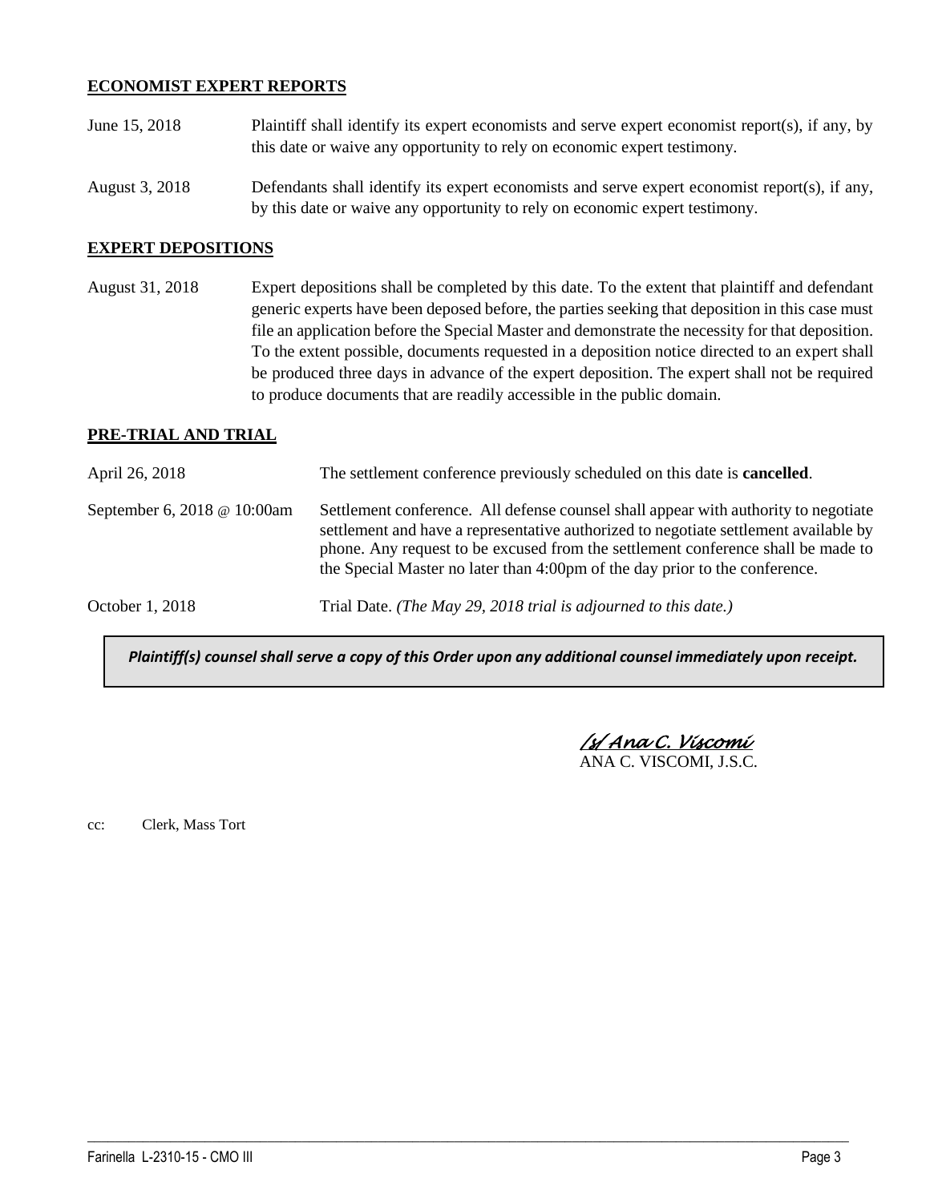## ECONOMIST EXPERT REPORTS

| | |
|---|---|
| June 15, 2018 | Plaintiff shall identify its expert economists and serve expert economist report(s), if any, by this date or waive any opportunity to rely on economic expert testimony. |
| August 3, 2018 | Defendants shall identify its expert economists and serve expert economist report(s), if any, by this date or waive any opportunity to rely on economic expert testimony. |

## EXPERT DEPOSITIONS

| | |
|---|---|
| August 31, 2018 | Expert depositions shall be completed by this date. To the extent that plaintiff and defendant generic experts have been deposed before, the parties seeking that deposition in this case must file an application before the Special Master and demonstrate the necessity for that deposition. To the extent possible, documents requested in a deposition notice directed to an expert shall be produced three days in advance of the expert deposition. The expert shall not be required to produce documents that are readily accessible in the public domain. |

## PRE-TRIAL AND TRIAL

| | |
|---|---|
| April 26, 2018 | The settlement conference previously scheduled on this date is **cancelled**. |
| September 6, 2018 @ 10:00am | Settlement conference. All defense counsel shall appear with authority to negotiate settlement and have a representative authorized to negotiate settlement available by phone. Any request to be excused from the settlement conference shall be made to the Special Master no later than 4:00pm of the day prior to the conference. |
| October 1, 2018 | Trial Date. *(The May 29, 2018 trial is adjourned to this date.)* |

***Plaintiff(s) counsel shall serve a copy of this Order upon any additional counsel immediately upon receipt.***

*/s/ Ana C. Viscomi*
ANA C. VISCOMI, J.S.C.

cc: Clerk, Mass Tort